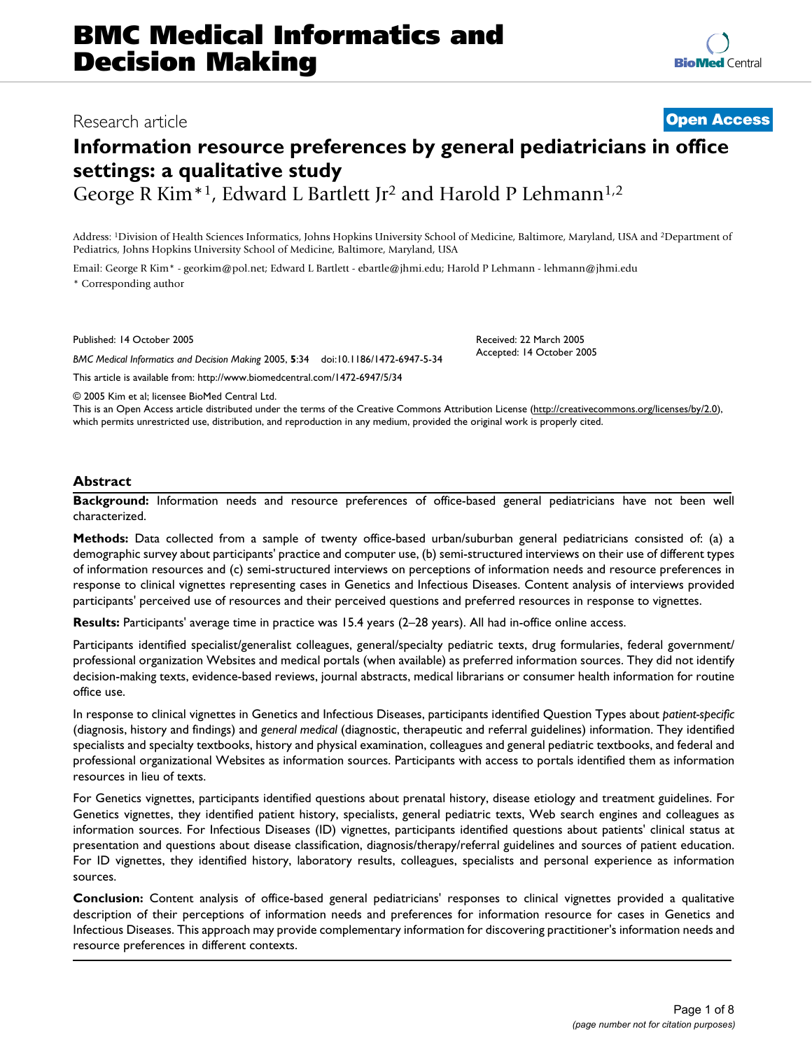# Information resource preferences by general pediatricians in office settings: a qualitative study

George R Kim*[1], Edward L Bartlett Jr[2] and Harold P Lehmann[1,2]

Address: [1]Division of Health Sciences Informatics, Johns Hopkins University School of Medicine, Baltimore, Maryland, USA and [2]Department of Pediatrics, Johns Hopkins University School of Medicine, Baltimore, Maryland, USA

Email: George R Kim* - georkim@pol.net; Edward L Bartlett - ebartle@jhmi.edu; Harold P Lehmann - lehmann@jhmi.edu

\* Corresponding author

Research article | Open Access

Published: 14 October 2005

*BMC Medical Informatics and Decision Making* 2005, **5**:34 doi:10.1186/1472-6947-5-34

Received: 22 March 2005
Accepted: 14 October 2005

This article is available from: http://www.biomedcentral.com/1472-6947/5/34

© 2005 Kim et al; licensee BioMed Central Ltd.

This is an Open Access article distributed under the terms of the Creative Commons Attribution License (http://creativecommons.org/licenses/by/2.0), which permits unrestricted use, distribution, and reproduction in any medium, provided the original work is properly cited.

## Abstract

**Background:** Information needs and resource preferences of office-based general pediatricians have not been well characterized.

**Methods:** Data collected from a sample of twenty office-based urban/suburban general pediatricians consisted of: (a) a demographic survey about participants' practice and computer use, (b) semi-structured interviews on their use of different types of information resources and (c) semi-structured interviews on perceptions of information needs and resource preferences in response to clinical vignettes representing cases in Genetics and Infectious Diseases. Content analysis of interviews provided participants' perceived use of resources and their perceived questions and preferred resources in response to vignettes.

**Results:** Participants' average time in practice was 15.4 years (2–28 years). All had in-office online access.

Participants identified specialist/generalist colleagues, general/specialty pediatric texts, drug formularies, federal government/ professional organization Websites and medical portals (when available) as preferred information sources. They did not identify decision-making texts, evidence-based reviews, journal abstracts, medical librarians or consumer health information for routine office use.

In response to clinical vignettes in Genetics and Infectious Diseases, participants identified Question Types about *patient-specific* (diagnosis, history and findings) and *general medical* (diagnostic, therapeutic and referral guidelines) information. They identified specialists and specialty textbooks, history and physical examination, colleagues and general pediatric textbooks, and federal and professional organizational Websites as information sources. Participants with access to portals identified them as information resources in lieu of texts.

For Genetics vignettes, participants identified questions about prenatal history, disease etiology and treatment guidelines. For Genetics vignettes, they identified patient history, specialists, general pediatric texts, Web search engines and colleagues as information sources. For Infectious Diseases (ID) vignettes, participants identified questions about patients' clinical status at presentation and questions about disease classification, diagnosis/therapy/referral guidelines and sources of patient education. For ID vignettes, they identified history, laboratory results, colleagues, specialists and personal experience as information sources.

**Conclusion:** Content analysis of office-based general pediatricians' responses to clinical vignettes provided a qualitative description of their perceptions of information needs and preferences for information resource for cases in Genetics and Infectious Diseases. This approach may provide complementary information for discovering practitioner's information needs and resource preferences in different contexts.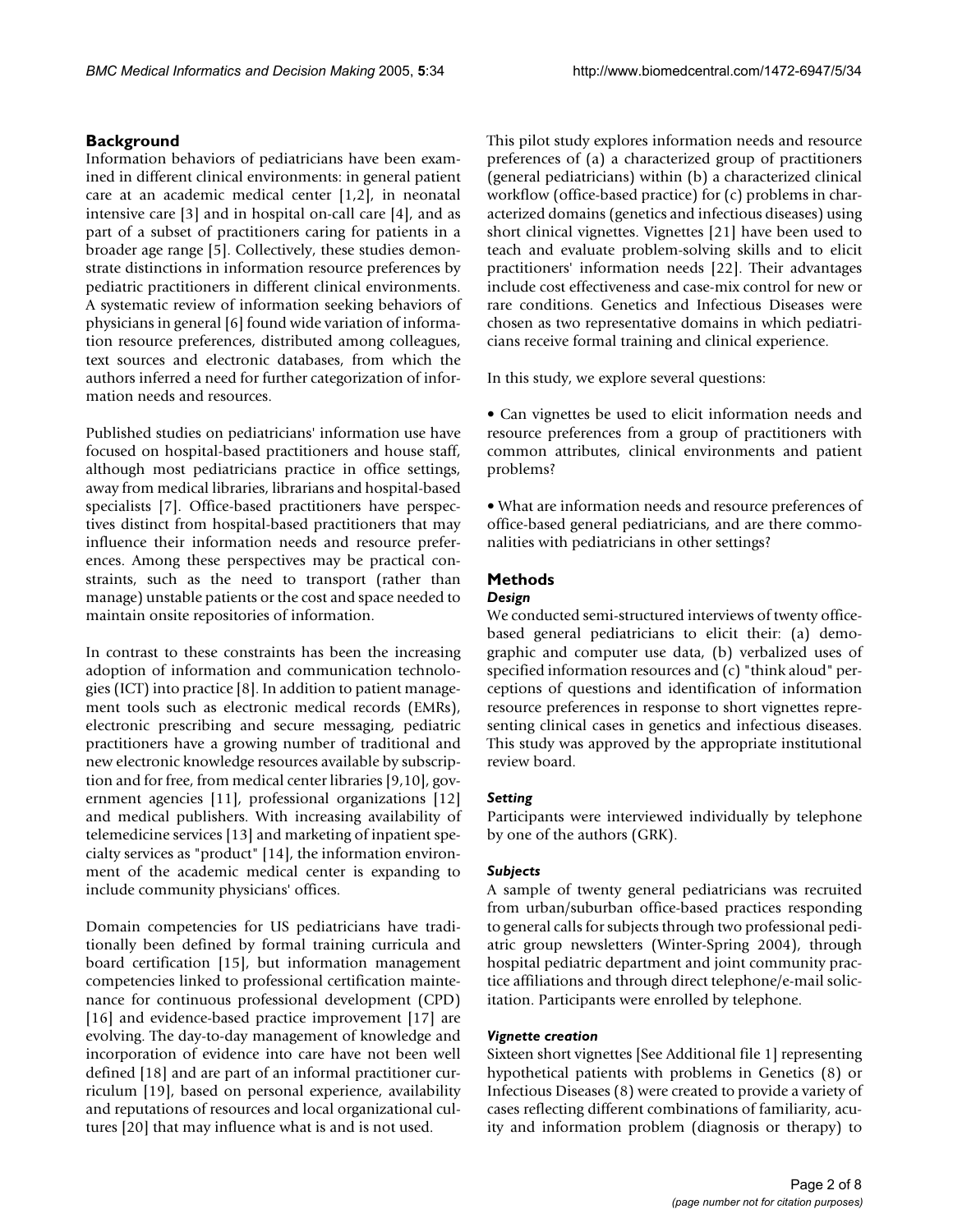## Background

Information behaviors of pediatricians have been examined in different clinical environments: in general patient care at an academic medical center [1,2], in neonatal intensive care [3] and in hospital on-call care [4], and as part of a subset of practitioners caring for patients in a broader age range [5]. Collectively, these studies demonstrate distinctions in information resource preferences by pediatric practitioners in different clinical environments. A systematic review of information seeking behaviors of physicians in general [6] found wide variation of information resource preferences, distributed among colleagues, text sources and electronic databases, from which the authors inferred a need for further categorization of information needs and resources.

Published studies on pediatricians' information use have focused on hospital-based practitioners and house staff, although most pediatricians practice in office settings, away from medical libraries, librarians and hospital-based specialists [7]. Office-based practitioners have perspectives distinct from hospital-based practitioners that may influence their information needs and resource preferences. Among these perspectives may be practical constraints, such as the need to transport (rather than manage) unstable patients or the cost and space needed to maintain onsite repositories of information.

In contrast to these constraints has been the increasing adoption of information and communication technologies (ICT) into practice [8]. In addition to patient management tools such as electronic medical records (EMRs), electronic prescribing and secure messaging, pediatric practitioners have a growing number of traditional and new electronic knowledge resources available by subscription and for free, from medical center libraries [9,10], government agencies [11], professional organizations [12] and medical publishers. With increasing availability of telemedicine services [13] and marketing of inpatient specialty services as "product" [14], the information environment of the academic medical center is expanding to include community physicians' offices.

Domain competencies for US pediatricians have traditionally been defined by formal training curricula and board certification [15], but information management competencies linked to professional certification maintenance for continuous professional development (CPD) [16] and evidence-based practice improvement [17] are evolving. The day-to-day management of knowledge and incorporation of evidence into care have not been well defined [18] and are part of an informal practitioner curriculum [19], based on personal experience, availability and reputations of resources and local organizational cultures [20] that may influence what is and is not used.

This pilot study explores information needs and resource preferences of (a) a characterized group of practitioners (general pediatricians) within (b) a characterized clinical workflow (office-based practice) for (c) problems in characterized domains (genetics and infectious diseases) using short clinical vignettes. Vignettes [21] have been used to teach and evaluate problem-solving skills and to elicit practitioners' information needs [22]. Their advantages include cost effectiveness and case-mix control for new or rare conditions. Genetics and Infectious Diseases were chosen as two representative domains in which pediatricians receive formal training and clinical experience.

In this study, we explore several questions:

- Can vignettes be used to elicit information needs and resource preferences from a group of practitioners with common attributes, clinical environments and patient problems?

- What are information needs and resource preferences of office-based general pediatricians, and are there commonalities with pediatricians in other settings?

## Methods

### *Design*

We conducted semi-structured interviews of twenty office-based general pediatricians to elicit their: (a) demographic and computer use data, (b) verbalized uses of specified information resources and (c) "think aloud" perceptions of questions and identification of information resource preferences in response to short vignettes representing clinical cases in genetics and infectious diseases. This study was approved by the appropriate institutional review board.

### *Setting*

Participants were interviewed individually by telephone by one of the authors (GRK).

### *Subjects*

A sample of twenty general pediatricians was recruited from urban/suburban office-based practices responding to general calls for subjects through two professional pediatric group newsletters (Winter-Spring 2004), through hospital pediatric department and joint community practice affiliations and through direct telephone/e-mail solicitation. Participants were enrolled by telephone.

### *Vignette creation*

Sixteen short vignettes [See Additional file 1] representing hypothetical patients with problems in Genetics (8) or Infectious Diseases (8) were created to provide a variety of cases reflecting different combinations of familiarity, acuity and information problem (diagnosis or therapy) to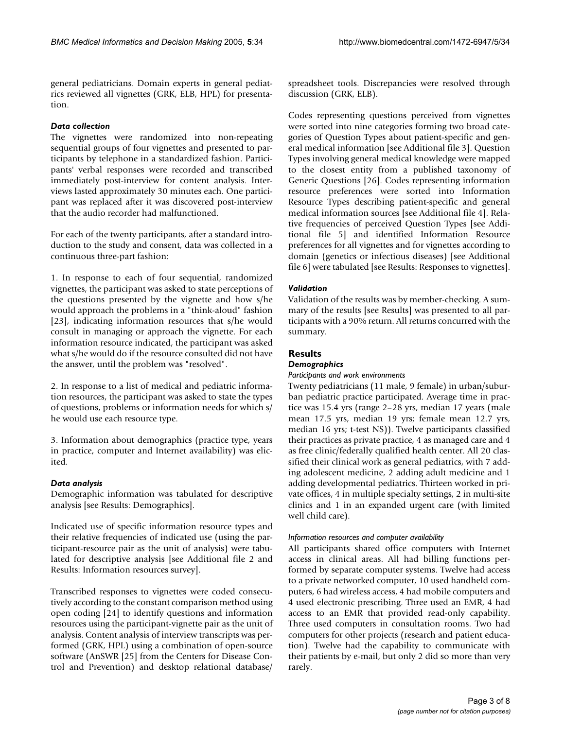general pediatricians. Domain experts in general pediatrics reviewed all vignettes (GRK, ELB, HPL) for presentation.

### *Data collection*

The vignettes were randomized into non-repeating sequential groups of four vignettes and presented to participants by telephone in a standardized fashion. Participants' verbal responses were recorded and transcribed immediately post-interview for content analysis. Interviews lasted approximately 30 minutes each. One participant was replaced after it was discovered post-interview that the audio recorder had malfunctioned.

For each of the twenty participants, after a standard introduction to the study and consent, data was collected in a continuous three-part fashion:

1. In response to each of four sequential, randomized vignettes, the participant was asked to state perceptions of the questions presented by the vignette and how s/he would approach the problems in a "think-aloud" fashion [23], indicating information resources that s/he would consult in managing or approach the vignette. For each information resource indicated, the participant was asked what s/he would do if the resource consulted did not have the answer, until the problem was "resolved".

2. In response to a list of medical and pediatric information resources, the participant was asked to state the types of questions, problems or information needs for which s/he would use each resource type.

3. Information about demographics (practice type, years in practice, computer and Internet availability) was elicited.

### *Data analysis*

Demographic information was tabulated for descriptive analysis [see Results: Demographics].

Indicated use of specific information resource types and their relative frequencies of indicated use (using the participant-resource pair as the unit of analysis) were tabulated for descriptive analysis [see Additional file 2 and Results: Information resources survey].

Transcribed responses to vignettes were coded consecutively according to the constant comparison method using open coding [24] to identify questions and information resources using the participant-vignette pair as the unit of analysis. Content analysis of interview transcripts was performed (GRK, HPL) using a combination of open-source software (AnSWR [25] from the Centers for Disease Control and Prevention) and desktop relational database/spreadsheet tools. Discrepancies were resolved through discussion (GRK, ELB).

Codes representing questions perceived from vignettes were sorted into nine categories forming two broad categories of Question Types about patient-specific and general medical information [see Additional file 3]. Question Types involving general medical knowledge were mapped to the closest entity from a published taxonomy of Generic Questions [26]. Codes representing information resource preferences were sorted into Information Resource Types describing patient-specific and general medical information sources [see Additional file 4]. Relative frequencies of perceived Question Types [see Additional file 5] and identified Information Resource preferences for all vignettes and for vignettes according to domain (genetics or infectious diseases) [see Additional file 6] were tabulated [see Results: Responses to vignettes].

### *Validation*

Validation of the results was by member-checking. A summary of the results [see Results] was presented to all participants with a 90% return. All returns concurred with the summary.

## Results

### *Demographics*

#### *Participants and work environments*

Twenty pediatricians (11 male, 9 female) in urban/suburban pediatric practice participated. Average time in practice was 15.4 yrs (range 2–28 yrs, median 17 years (male mean 17.5 yrs, median 19 yrs; female mean 12.7 yrs, median 16 yrs; t-test NS)). Twelve participants classified their practices as private practice, 4 as managed care and 4 as free clinic/federally qualified health center. All 20 classified their clinical work as general pediatrics, with 7 adding adolescent medicine, 2 adding adult medicine and 1 adding developmental pediatrics. Thirteen worked in private offices, 4 in multiple specialty settings, 2 in multi-site clinics and 1 in an expanded urgent care (with limited well child care).

#### *Information resources and computer availability*

All participants shared office computers with Internet access in clinical areas. All had billing functions performed by separate computer systems. Twelve had access to a private networked computer, 10 used handheld computers, 6 had wireless access, 4 had mobile computers and 4 used electronic prescribing. Three used an EMR, 4 had access to an EMR that provided read-only capability. Three used computers in consultation rooms. Two had computers for other projects (research and patient education). Twelve had the capability to communicate with their patients by e-mail, but only 2 did so more than very rarely.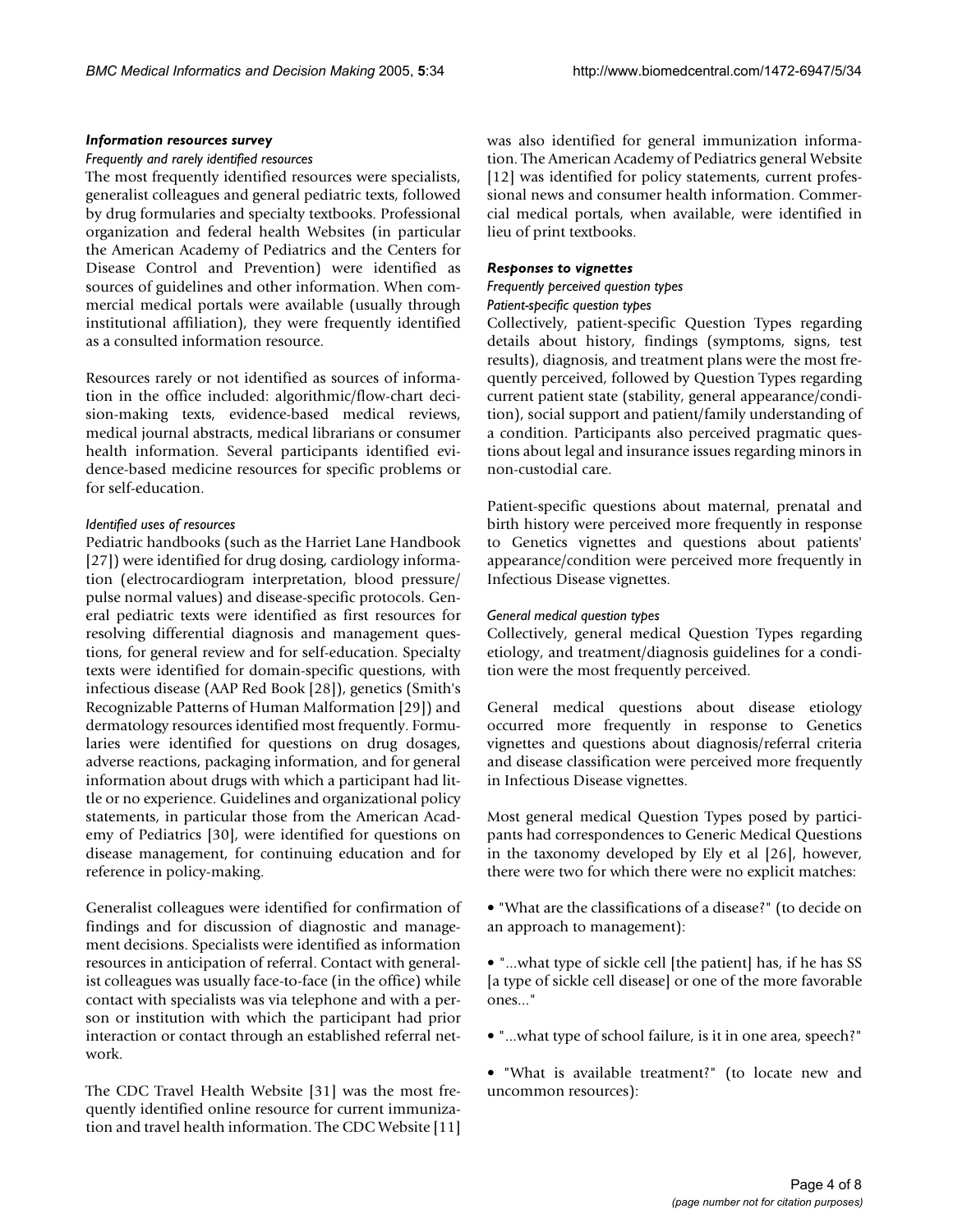### *Information resources survey*

*Frequently and rarely identified resources*

The most frequently identified resources were specialists, generalist colleagues and general pediatric texts, followed by drug formularies and specialty textbooks. Professional organization and federal health Websites (in particular the American Academy of Pediatrics and the Centers for Disease Control and Prevention) were identified as sources of guidelines and other information. When commercial medical portals were available (usually through institutional affiliation), they were frequently identified as a consulted information resource.

Resources rarely or not identified as sources of information in the office included: algorithmic/flow-chart decision-making texts, evidence-based medical reviews, medical journal abstracts, medical librarians or consumer health information. Several participants identified evidence-based medicine resources for specific problems or for self-education.

*Identified uses of resources*

Pediatric handbooks (such as the Harriet Lane Handbook [27]) were identified for drug dosing, cardiology information (electrocardiogram interpretation, blood pressure/pulse normal values) and disease-specific protocols. General pediatric texts were identified as first resources for resolving differential diagnosis and management questions, for general review and for self-education. Specialty texts were identified for domain-specific questions, with infectious disease (AAP Red Book [28]), genetics (Smith's Recognizable Patterns of Human Malformation [29]) and dermatology resources identified most frequently. Formularies were identified for questions on drug dosages, adverse reactions, packaging information, and for general information about drugs with which a participant had little or no experience. Guidelines and organizational policy statements, in particular those from the American Academy of Pediatrics [30], were identified for questions on disease management, for continuing education and for reference in policy-making.

Generalist colleagues were identified for confirmation of findings and for discussion of diagnostic and management decisions. Specialists were identified as information resources in anticipation of referral. Contact with generalist colleagues was usually face-to-face (in the office) while contact with specialists was via telephone and with a person or institution with which the participant had prior interaction or contact through an established referral network.

The CDC Travel Health Website [31] was the most frequently identified online resource for current immunization and travel health information. The CDC Website [11] was also identified for general immunization information. The American Academy of Pediatrics general Website [12] was identified for policy statements, current professional news and consumer health information. Commercial medical portals, when available, were identified in lieu of print textbooks.

### *Responses to vignettes*

*Frequently perceived question types*

*Patient-specific question types*

Collectively, patient-specific Question Types regarding details about history, findings (symptoms, signs, test results), diagnosis, and treatment plans were the most frequently perceived, followed by Question Types regarding current patient state (stability, general appearance/condition), social support and patient/family understanding of a condition. Participants also perceived pragmatic questions about legal and insurance issues regarding minors in non-custodial care.

Patient-specific questions about maternal, prenatal and birth history were perceived more frequently in response to Genetics vignettes and questions about patients' appearance/condition were perceived more frequently in Infectious Disease vignettes.

*General medical question types*

Collectively, general medical Question Types regarding etiology, and treatment/diagnosis guidelines for a condition were the most frequently perceived.

General medical questions about disease etiology occurred more frequently in response to Genetics vignettes and questions about diagnosis/referral criteria and disease classification were perceived more frequently in Infectious Disease vignettes.

Most general medical Question Types posed by participants had correspondences to Generic Medical Questions in the taxonomy developed by Ely et al [26], however, there were two for which there were no explicit matches:

- "What are the classifications of a disease?" (to decide on an approach to management):
- "...what type of sickle cell [the patient] has, if he has SS [a type of sickle cell disease] or one of the more favorable ones..."
- "...what type of school failure, is it in one area, speech?"
- "What is available treatment?" (to locate new and uncommon resources):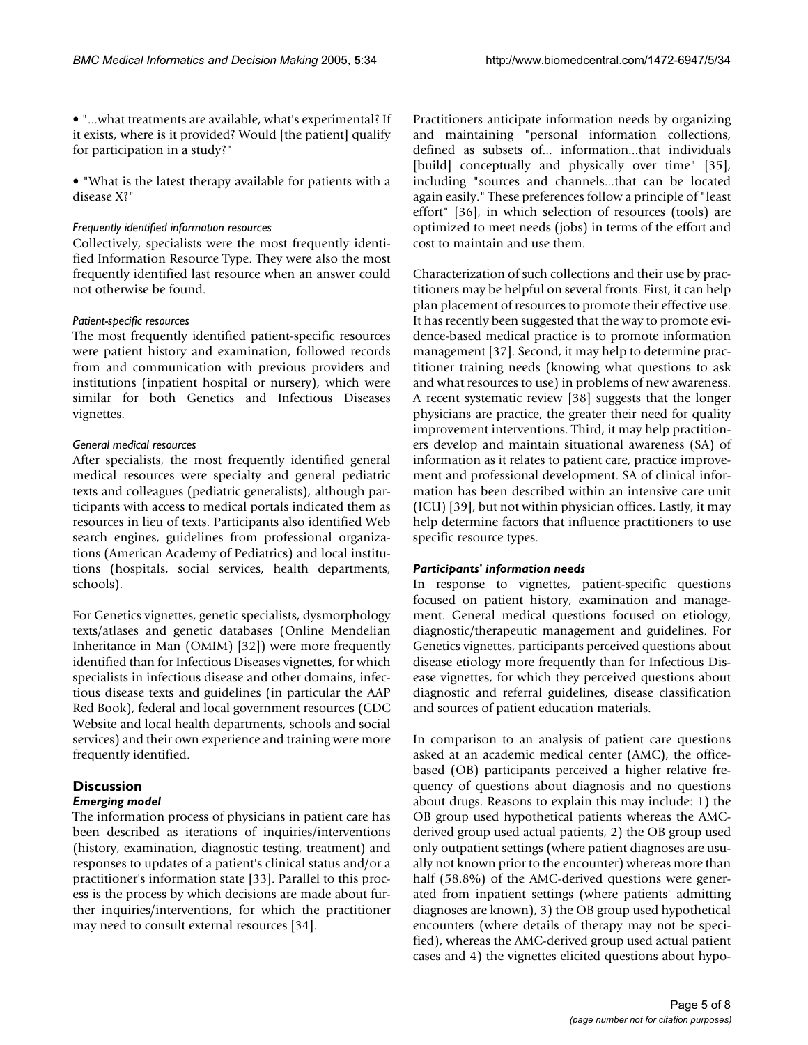- "...what treatments are available, what's experimental? If it exists, where is it provided? Would [the patient] qualify for participation in a study?"

- "What is the latest therapy available for patients with a disease X?"

#### *Frequently identified information resources*

Collectively, specialists were the most frequently identified Information Resource Type. They were also the most frequently identified last resource when an answer could not otherwise be found.

#### *Patient-specific resources*

The most frequently identified patient-specific resources were patient history and examination, followed records from and communication with previous providers and institutions (inpatient hospital or nursery), which were similar for both Genetics and Infectious Diseases vignettes.

#### *General medical resources*

After specialists, the most frequently identified general medical resources were specialty and general pediatric texts and colleagues (pediatric generalists), although participants with access to medical portals indicated them as resources in lieu of texts. Participants also identified Web search engines, guidelines from professional organizations (American Academy of Pediatrics) and local institutions (hospitals, social services, health departments, schools).

For Genetics vignettes, genetic specialists, dysmorphology texts/atlases and genetic databases (Online Mendelian Inheritance in Man (OMIM) [32]) were more frequently identified than for Infectious Diseases vignettes, for which specialists in infectious disease and other domains, infectious disease texts and guidelines (in particular the AAP Red Book), federal and local government resources (CDC Website and local health departments, schools and social services) and their own experience and training were more frequently identified.

## Discussion

### *Emerging model*

The information process of physicians in patient care has been described as iterations of inquiries/interventions (history, examination, diagnostic testing, treatment) and responses to updates of a patient's clinical status and/or a practitioner's information state [33]. Parallel to this process is the process by which decisions are made about further inquiries/interventions, for which the practitioner may need to consult external resources [34].

Practitioners anticipate information needs by organizing and maintaining "personal information collections, defined as subsets of... information...that individuals [build] conceptually and physically over time" [35], including "sources and channels...that can be located again easily." These preferences follow a principle of "least effort" [36], in which selection of resources (tools) are optimized to meet needs (jobs) in terms of the effort and cost to maintain and use them.

Characterization of such collections and their use by practitioners may be helpful on several fronts. First, it can help plan placement of resources to promote their effective use. It has recently been suggested that the way to promote evidence-based medical practice is to promote information management [37]. Second, it may help to determine practitioner training needs (knowing what questions to ask and what resources to use) in problems of new awareness. A recent systematic review [38] suggests that the longer physicians are practice, the greater their need for quality improvement interventions. Third, it may help practitioners develop and maintain situational awareness (SA) of information as it relates to patient care, practice improvement and professional development. SA of clinical information has been described within an intensive care unit (ICU) [39], but not within physician offices. Lastly, it may help determine factors that influence practitioners to use specific resource types.

### *Participants' information needs*

In response to vignettes, patient-specific questions focused on patient history, examination and management. General medical questions focused on etiology, diagnostic/therapeutic management and guidelines. For Genetics vignettes, participants perceived questions about disease etiology more frequently than for Infectious Disease vignettes, for which they perceived questions about diagnostic and referral guidelines, disease classification and sources of patient education materials.

In comparison to an analysis of patient care questions asked at an academic medical center (AMC), the office-based (OB) participants perceived a higher relative frequency of questions about diagnosis and no questions about drugs. Reasons to explain this may include: 1) the OB group used hypothetical patients whereas the AMC-derived group used actual patients, 2) the OB group used only outpatient settings (where patient diagnoses are usually not known prior to the encounter) whereas more than half (58.8%) of the AMC-derived questions were generated from inpatient settings (where patients' admitting diagnoses are known), 3) the OB group used hypothetical encounters (where details of therapy may not be specified), whereas the AMC-derived group used actual patient cases and 4) the vignettes elicited questions about hypo-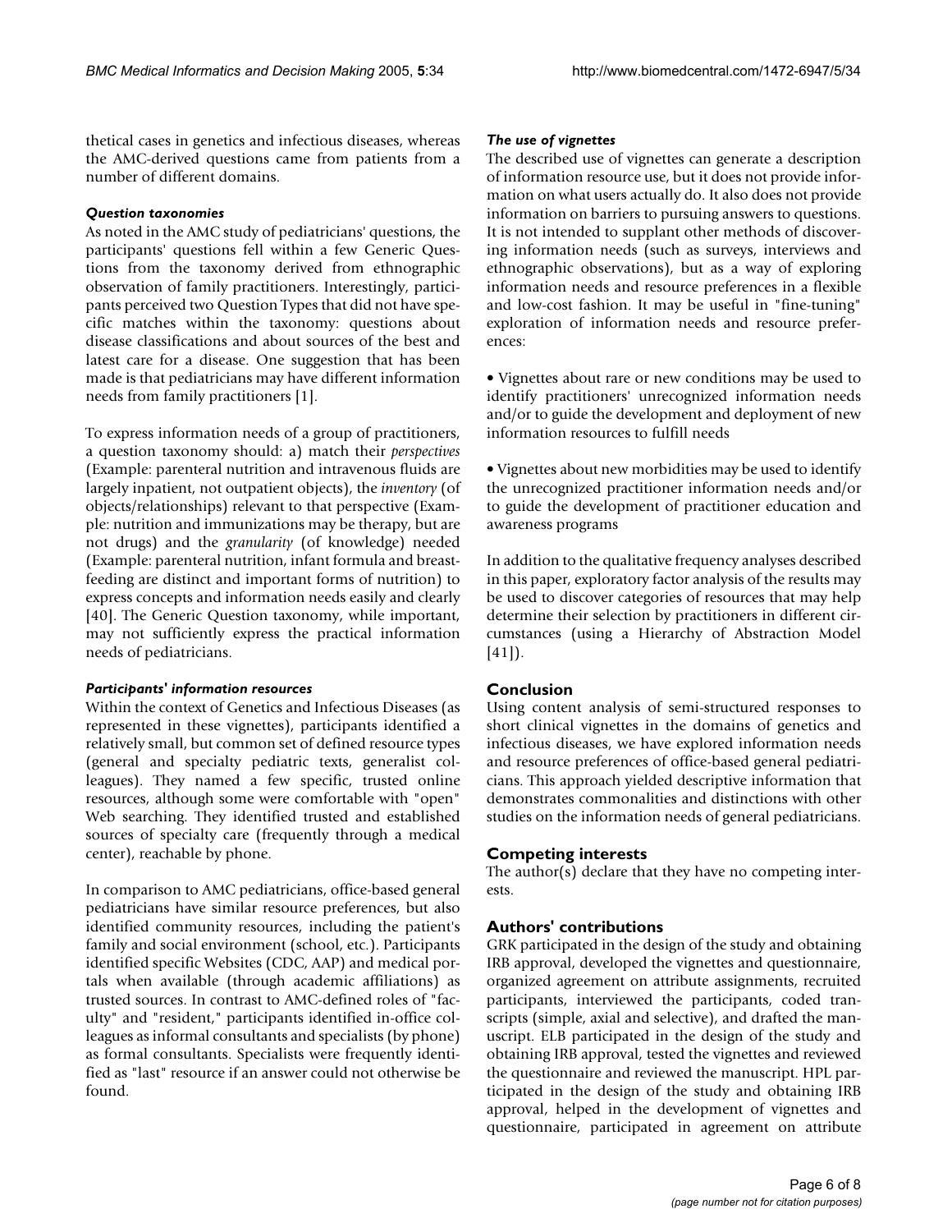thetical cases in genetics and infectious diseases, whereas the AMC-derived questions came from patients from a number of different domains.

### *Question taxonomies*

As noted in the AMC study of pediatricians' questions, the participants' questions fell within a few Generic Questions from the taxonomy derived from ethnographic observation of family practitioners. Interestingly, participants perceived two Question Types that did not have specific matches within the taxonomy: questions about disease classifications and about sources of the best and latest care for a disease. One suggestion that has been made is that pediatricians may have different information needs from family practitioners [1].

To express information needs of a group of practitioners, a question taxonomy should: a) match their *perspectives* (Example: parenteral nutrition and intravenous fluids are largely inpatient, not outpatient objects), the *inventory* (of objects/relationships) relevant to that perspective (Example: nutrition and immunizations may be therapy, but are not drugs) and the *granularity* (of knowledge) needed (Example: parenteral nutrition, infant formula and breastfeeding are distinct and important forms of nutrition) to express concepts and information needs easily and clearly [40]. The Generic Question taxonomy, while important, may not sufficiently express the practical information needs of pediatricians.

### *Participants' information resources*

Within the context of Genetics and Infectious Diseases (as represented in these vignettes), participants identified a relatively small, but common set of defined resource types (general and specialty pediatric texts, generalist colleagues). They named a few specific, trusted online resources, although some were comfortable with "open" Web searching. They identified trusted and established sources of specialty care (frequently through a medical center), reachable by phone.

In comparison to AMC pediatricians, office-based general pediatricians have similar resource preferences, but also identified community resources, including the patient's family and social environment (school, etc.). Participants identified specific Websites (CDC, AAP) and medical portals when available (through academic affiliations) as trusted sources. In contrast to AMC-defined roles of "faculty" and "resident," participants identified in-office colleagues as informal consultants and specialists (by phone) as formal consultants. Specialists were frequently identified as "last" resource if an answer could not otherwise be found.

### *The use of vignettes*

The described use of vignettes can generate a description of information resource use, but it does not provide information on what users actually do. It also does not provide information on barriers to pursuing answers to questions. It is not intended to supplant other methods of discovering information needs (such as surveys, interviews and ethnographic observations), but as a way of exploring information needs and resource preferences in a flexible and low-cost fashion. It may be useful in "fine-tuning" exploration of information needs and resource preferences:

- Vignettes about rare or new conditions may be used to identify practitioners' unrecognized information needs and/or to guide the development and deployment of new information resources to fulfill needs

- Vignettes about new morbidities may be used to identify the unrecognized practitioner information needs and/or to guide the development of practitioner education and awareness programs

In addition to the qualitative frequency analyses described in this paper, exploratory factor analysis of the results may be used to discover categories of resources that may help determine their selection by practitioners in different circumstances (using a Hierarchy of Abstraction Model [41]).

## Conclusion

Using content analysis of semi-structured responses to short clinical vignettes in the domains of genetics and infectious diseases, we have explored information needs and resource preferences of office-based general pediatricians. This approach yielded descriptive information that demonstrates commonalities and distinctions with other studies on the information needs of general pediatricians.

## Competing interests

The author(s) declare that they have no competing interests.

## Authors' contributions

GRK participated in the design of the study and obtaining IRB approval, developed the vignettes and questionnaire, organized agreement on attribute assignments, recruited participants, interviewed the participants, coded transcripts (simple, axial and selective), and drafted the manuscript. ELB participated in the design of the study and obtaining IRB approval, tested the vignettes and reviewed the questionnaire and reviewed the manuscript. HPL participated in the design of the study and obtaining IRB approval, helped in the development of vignettes and questionnaire, participated in agreement on attribute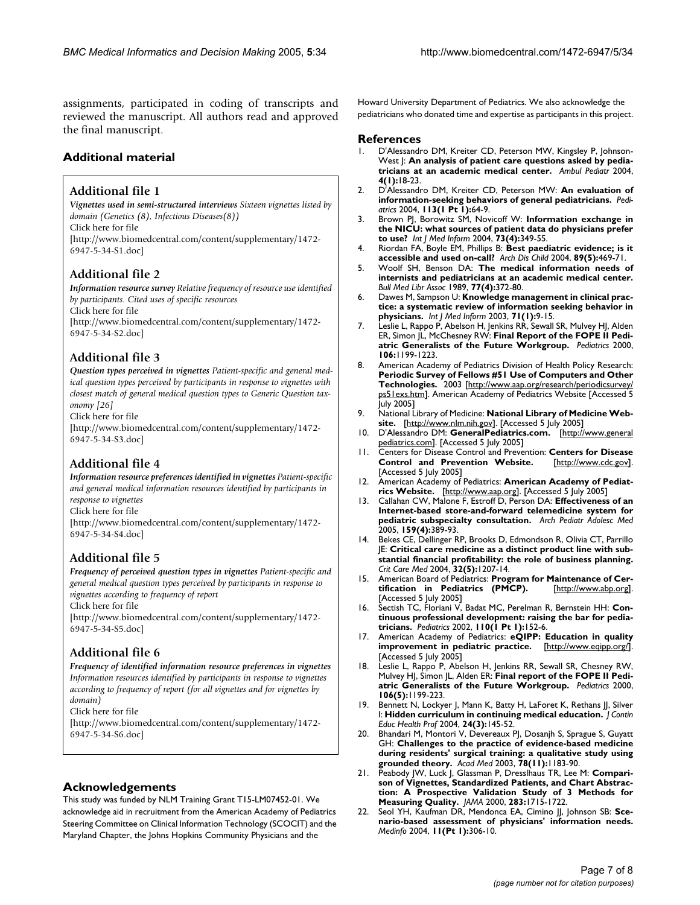assignments, participated in coding of transcripts and reviewed the manuscript. All authors read and approved the final manuscript.

## Additional material

### Additional file 1

***Vignettes used in semi-structured interviews*** *Sixteen vignettes listed by domain (Genetics (8), Infectious Diseases(8))*
Click here for file
[http://www.biomedcentral.com/content/supplementary/1472-6947-5-34-S1.doc]

### Additional file 2

***Information resource survey*** *Relative frequency of resource use identified by participants. Cited uses of specific resources*
Click here for file
[http://www.biomedcentral.com/content/supplementary/1472-6947-5-34-S2.doc]

### Additional file 3

***Question types perceived in vignettes*** *Patient-specific and general medical question types perceived by participants in response to vignettes with closest match of general medical question types to Generic Question taxonomy [26]*
Click here for file
[http://www.biomedcentral.com/content/supplementary/1472-6947-5-34-S3.doc]

### Additional file 4

***Information resource preferences identified in vignettes*** *Patient-specific and general medical information resources identified by participants in response to vignettes*
Click here for file
[http://www.biomedcentral.com/content/supplementary/1472-6947-5-34-S4.doc]

### Additional file 5

***Frequency of perceived question types in vignettes*** *Patient-specific and general medical question types perceived by participants in response to vignettes according to frequency of report*
Click here for file
[http://www.biomedcentral.com/content/supplementary/1472-6947-5-34-S5.doc]

### Additional file 6

***Frequency of identified information resource preferences in vignettes*** *Information resources identified by participants in response to vignettes according to frequency of report (for all vignettes and for vignettes by domain)*
Click here for file
[http://www.biomedcentral.com/content/supplementary/1472-6947-5-34-S6.doc]

## Acknowledgements

This study was funded by NLM Training Grant T15-LM07452-01. We acknowledge aid in recruitment from the American Academy of Pediatrics Steering Committee on Clinical Information Technology (SCOCIT) and the Maryland Chapter, the Johns Hopkins Community Physicians and the Howard University Department of Pediatrics. We also acknowledge the pediatricians who donated time and expertise as participants in this project.

## References

1. D'Alessandro DM, Kreiter CD, Peterson MW, Kingsley P, Johnson-West J: **An analysis of patient care questions asked by pediatricians at an academic medical center.** *Ambul Pediatr* 2004, **4(1):**18-23.
2. D'Alessandro DM, Kreiter CD, Peterson MW: **An evaluation of information-seeking behaviors of general pediatricians.** *Pediatrics* 2004, **113(1 Pt 1):**64-9.
3. Brown PJ, Borowitz SM, Novicoff W: **Information exchange in the NICU: what sources of patient data do physicians prefer to use?** *Int J Med Inform* 2004, **73(4):**349-55.
4. Riordan FA, Boyle EM, Phillips B: **Best paediatric evidence; is it accessible and used on-call?** *Arch Dis Child* 2004, **89(5):**469-71.
5. Woolf SH, Benson DA: **The medical information needs of internists and pediatricians at an academic medical center.** *Bull Med Libr Assoc* 1989, **77(4):**372-80.
6. Dawes M, Sampson U: **Knowledge management in clinical practice: a systematic review of information seeking behavior in physicians.** *Int J Med Inform* 2003, **71(1):**9-15.
7. Leslie L, Rappo P, Abelson H, Jenkins RR, Sewall SR, Mulvey HJ, Alden ER, Simon JL, McChesney RW: **Final Report of the FOPE II Pediatric Generalists of the Future Workgroup.** *Pediatrics* 2000, **106:**1199-1223.
8. American Academy of Pediatrics Division of Health Policy Research: **Periodic Survey of Fellows #51 Use of Computers and Other Technologies.** 2003 [http://www.aap.org/research/periodicsurvey/ps51exs.htm]. American Academy of Pediatrics Website [Accessed 5 July 2005]
9. National Library of Medicine: **National Library of Medicine Website.** [http://www.nlm.nih.gov]. [Accessed 5 July 2005]
10. D'Alessandro DM: **GeneralPediatrics.com.** [http://www.generalpediatrics.com]. [Accessed 5 July 2005]
11. Centers for Disease Control and Prevention: **Centers for Disease Control and Prevention Website.** [http://www.cdc.gov]. [Accessed 5 July 2005]
12. American Academy of Pediatrics: **American Academy of Pediatrics Website.** [http://www.aap.org]. [Accessed 5 July 2005]
13. Callahan CW, Malone F, Estroff D, Person DA: **Effectiveness of an Internet-based store-and-forward telemedicine system for pediatric subspecialty consultation.** *Arch Pediatr Adolesc Med* 2005, **159(4):**389-93.
14. Bekes CE, Dellinger RP, Brooks D, Edmondson R, Olivia CT, Parrillo JE: **Critical care medicine as a distinct product line with substantial financial profitability: the role of business planning.** *Crit Care Med* 2004, **32(5):**1207-14.
15. American Board of Pediatrics: **Program for Maintenance of Certification in Pediatrics (PMCP).** [http://www.abp.org]. [Accessed 5 July 2005]
16. Sectish TC, Floriani V, Badat MC, Perelman R, Bernstein HH: **Continuous professional development: raising the bar for pediatricians.** *Pediatrics* 2002, **110(1 Pt 1):**152-6.
17. American Academy of Pediatrics: **eQIPP: Education in quality improvement in pediatric practice.** [http://www.eqipp.org/]. [Accessed 5 July 2005]
18. Leslie L, Rappo P, Abelson H, Jenkins RR, Sewall SR, Chesney RW, Mulvey HJ, Simon JL, Alden ER: **Final report of the FOPE II Pediatric Generalists of the Future Workgroup.** *Pediatrics* 2000, **106(5):**1199-223.
19. Bennett N, Lockyer J, Mann K, Batty H, LaForet K, Rethans JJ, Silver I: **Hidden curriculum in continuing medical education.** *J Contin Educ Health Prof* 2004, **24(3):**145-52.
20. Bhandari M, Montori V, Devereaux PJ, Dosanjh S, Sprague S, Guyatt GH: **Challenges to the practice of evidence-based medicine during residents' surgical training: a qualitative study using grounded theory.** *Acad Med* 2003, **78(11):**1183-90.
21. Peabody JW, Luck J, Glassman P, Dresslhaus TR, Lee M: **Comparison of Vignettes, Standardized Patients, and Chart Abstraction: A Prospective Validation Study of 3 Methods for Measuring Quality.** *JAMA* 2000, **283:**1715-1722.
22. Seol YH, Kaufman DR, Mendonca EA, Cimino JJ, Johnson SB: **Scenario-based assessment of physicians' information needs.** *Medinfo* 2004, **11(Pt 1):**306-10.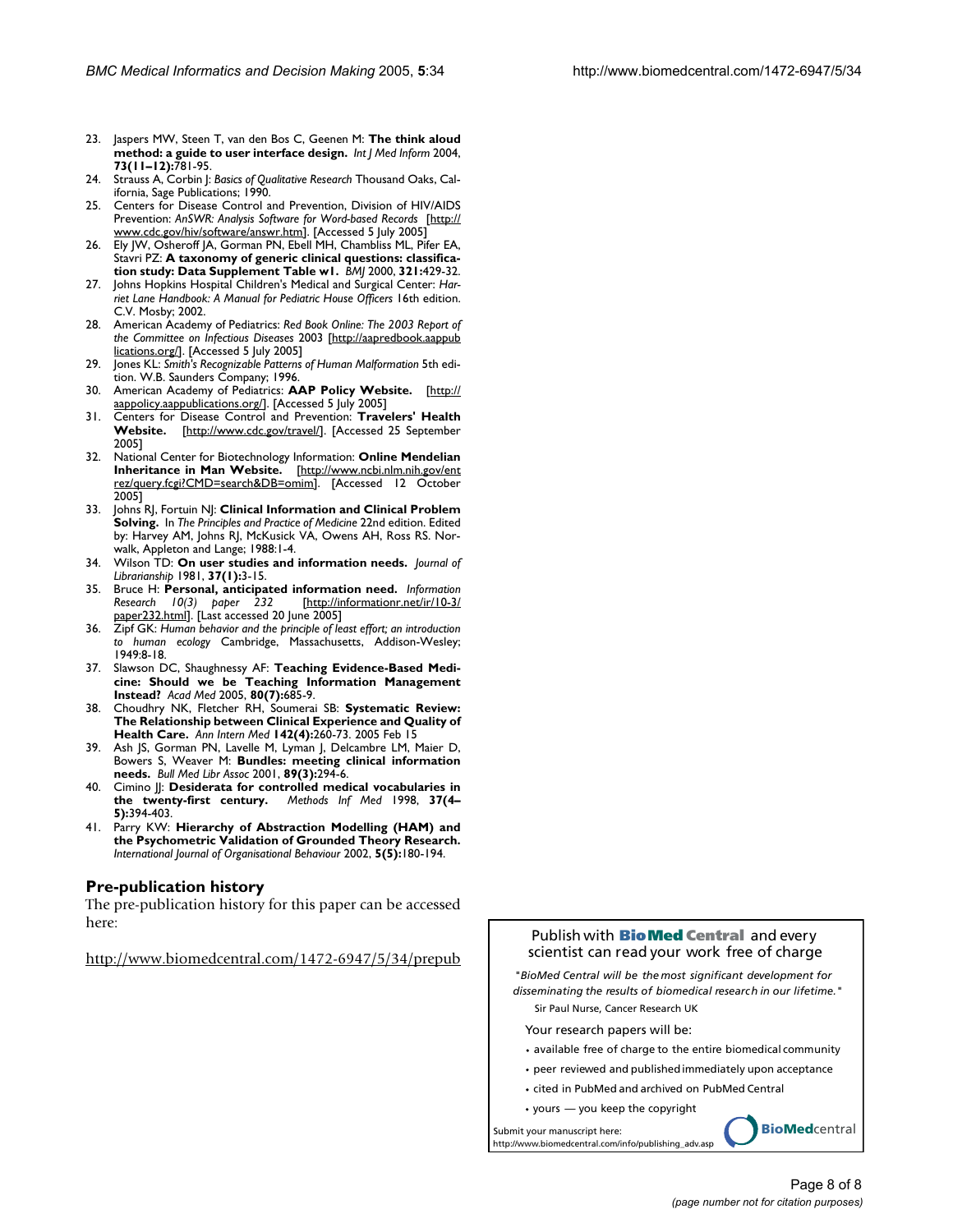23. Jaspers MW, Steen T, van den Bos C, Geenen M: **The think aloud method: a guide to user interface design.** *Int J Med Inform* 2004, **73(11–12):**781-95.
24. Strauss A, Corbin J: *Basics of Qualitative Research* Thousand Oaks, California, Sage Publications; 1990.
25. Centers for Disease Control and Prevention, Division of HIV/AIDS Prevention: *AnSWR: Analysis Software for Word-based Records* [http://www.cdc.gov/hiv/software/answr.htm]. [Accessed 5 July 2005]
26. Ely JW, Osheroff JA, Gorman PN, Ebell MH, Chambliss ML, Pifer EA, Stavri PZ: **A taxonomy of generic clinical questions: classification study: Data Supplement Table w1.** *BMJ* 2000, **321:**429-32.
27. Johns Hopkins Hospital Children's Medical and Surgical Center: *Harriet Lane Handbook: A Manual for Pediatric House Officers* 16th edition. C.V. Mosby; 2002.
28. American Academy of Pediatrics: *Red Book Online: The 2003 Report of the Committee on Infectious Diseases* 2003 [http://aapredbook.aappublications.org/]. [Accessed 5 July 2005]
29. Jones KL: *Smith's Recognizable Patterns of Human Malformation* 5th edition. W.B. Saunders Company; 1996.
30. American Academy of Pediatrics: **AAP Policy Website.** [http://aappolicy.aappublications.org/]. [Accessed 5 July 2005]
31. Centers for Disease Control and Prevention: **Travelers' Health Website.** [http://www.cdc.gov/travel/]. [Accessed 25 September 2005]
32. National Center for Biotechnology Information: **Online Mendelian Inheritance in Man Website.** [http://www.ncbi.nlm.nih.gov/entrez/query.fcgi?CMD=search&DB=omim]. [Accessed 12 October 2005]
33. Johns RJ, Fortuin NJ: **Clinical Information and Clinical Problem Solving.** In *The Principles and Practice of Medicine* 22nd edition. Edited by: Harvey AM, Johns RJ, McKusick VA, Owens AH, Ross RS. Norwalk, Appleton and Lange; 1988:1-4.
34. Wilson TD: **On user studies and information needs.** *Journal of Librarianship* 1981, **37(1):**3-15.
35. Bruce H: **Personal, anticipated information need.** *Information Research 10(3) paper 232* [http://informationr.net/ir/10-3/paper232.html]. [Last accessed 20 June 2005]
36. Zipf GK: *Human behavior and the principle of least effort; an introduction to human ecology* Cambridge, Massachusetts, Addison-Wesley; 1949:8-18.
37. Slawson DC, Shaughnessy AF: **Teaching Evidence-Based Medicine: Should we be Teaching Information Management Instead?** *Acad Med* 2005, **80(7):**685-9.
38. Choudhry NK, Fletcher RH, Soumerai SB: **Systematic Review: The Relationship between Clinical Experience and Quality of Health Care.** *Ann Intern Med* **142(4):**260-73. 2005 Feb 15
39. Ash JS, Gorman PN, Lavelle M, Lyman J, Delcambre LM, Maier D, Bowers S, Weaver M: **Bundles: meeting clinical information needs.** *Bull Med Libr Assoc* 2001, **89(3):**294-6.
40. Cimino JJ: **Desiderata for controlled medical vocabularies in the twenty-first century.** *Methods Inf Med* 1998, **37(4–5):**394-403.
41. Parry KW: **Hierarchy of Abstraction Modelling (HAM) and the Psychometric Validation of Grounded Theory Research.** *International Journal of Organisational Behaviour* 2002, **5(5):**180-194.

## Pre-publication history

The pre-publication history for this paper can be accessed here:

http://www.biomedcentral.com/1472-6947/5/34/prepub

Publish with **BioMed Central** and every scientist can read your work free of charge

*"BioMed Central will be the most significant development for disseminating the results of biomedical research in our lifetime."*

Sir Paul Nurse, Cancer Research UK

Your research papers will be:

- available free of charge to the entire biomedical community
- peer reviewed and published immediately upon acceptance
- cited in PubMed and archived on PubMed Central
- yours — you keep the copyright

Submit your manuscript here:
http://www.biomedcentral.com/info/publishing_adv.asp

BioMedcentral